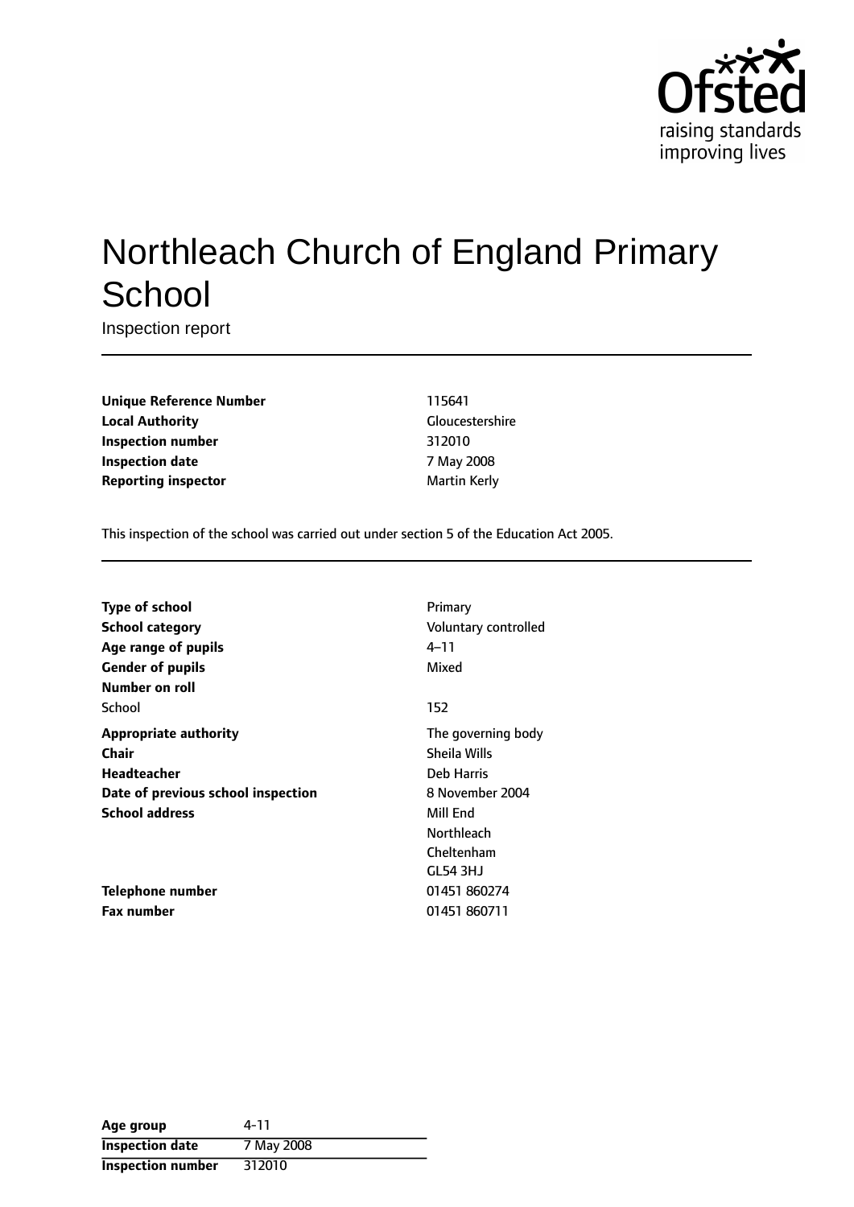# Northleach Church of England Primary School

Inspection report

| | |
|---|---|
| **Unique Reference Number** | 115641 |
| **Local Authority** | Gloucestershire |
| **Inspection number** | 312010 |
| **Inspection date** | 7 May 2008 |
| **Reporting inspector** | Martin Kerly |

This inspection of the school was carried out under section 5 of the Education Act 2005.

| | |
|---|---|
| **Type of school** | Primary |
| **School category** | Voluntary controlled |
| **Age range of pupils** | 4–11 |
| **Gender of pupils** | Mixed |
| **Number on roll** | |
| School | 152 |
| **Appropriate authority** | The governing body |
| **Chair** | Sheila Wills |
| **Headteacher** | Deb Harris |
| **Date of previous school inspection** | 8 November 2004 |
| **School address** | Mill End<br>Northleach<br>Cheltenham<br>GL54 3HJ |
| **Telephone number** | 01451 860274 |
| **Fax number** | 01451 860711 |

| | |
|---|---|
| **Age group** | 4-11 |
| **Inspection date** | 7 May 2008 |
| **Inspection number** | 312010 |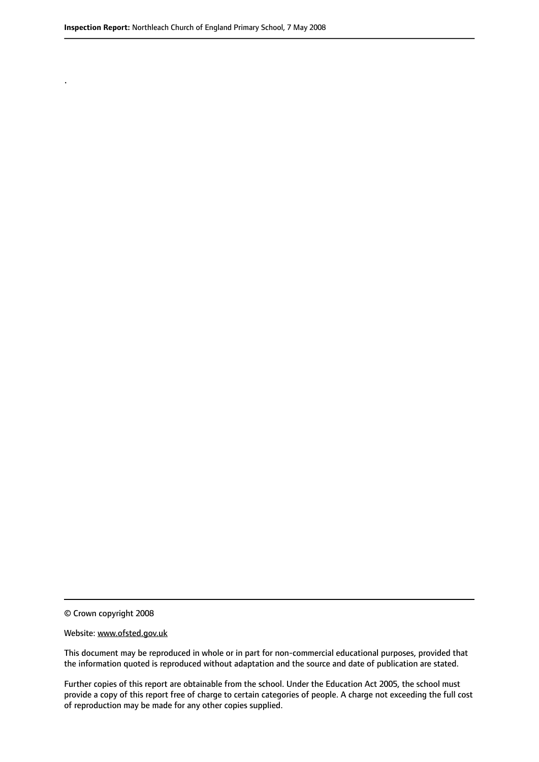.

© Crown copyright 2008

Website: www.ofsted.gov.uk

This document may be reproduced in whole or in part for non-commercial educational purposes, provided that the information quoted is reproduced without adaptation and the source and date of publication are stated.

Further copies of this report are obtainable from the school. Under the Education Act 2005, the school must provide a copy of this report free of charge to certain categories of people. A charge not exceeding the full cost of reproduction may be made for any other copies supplied.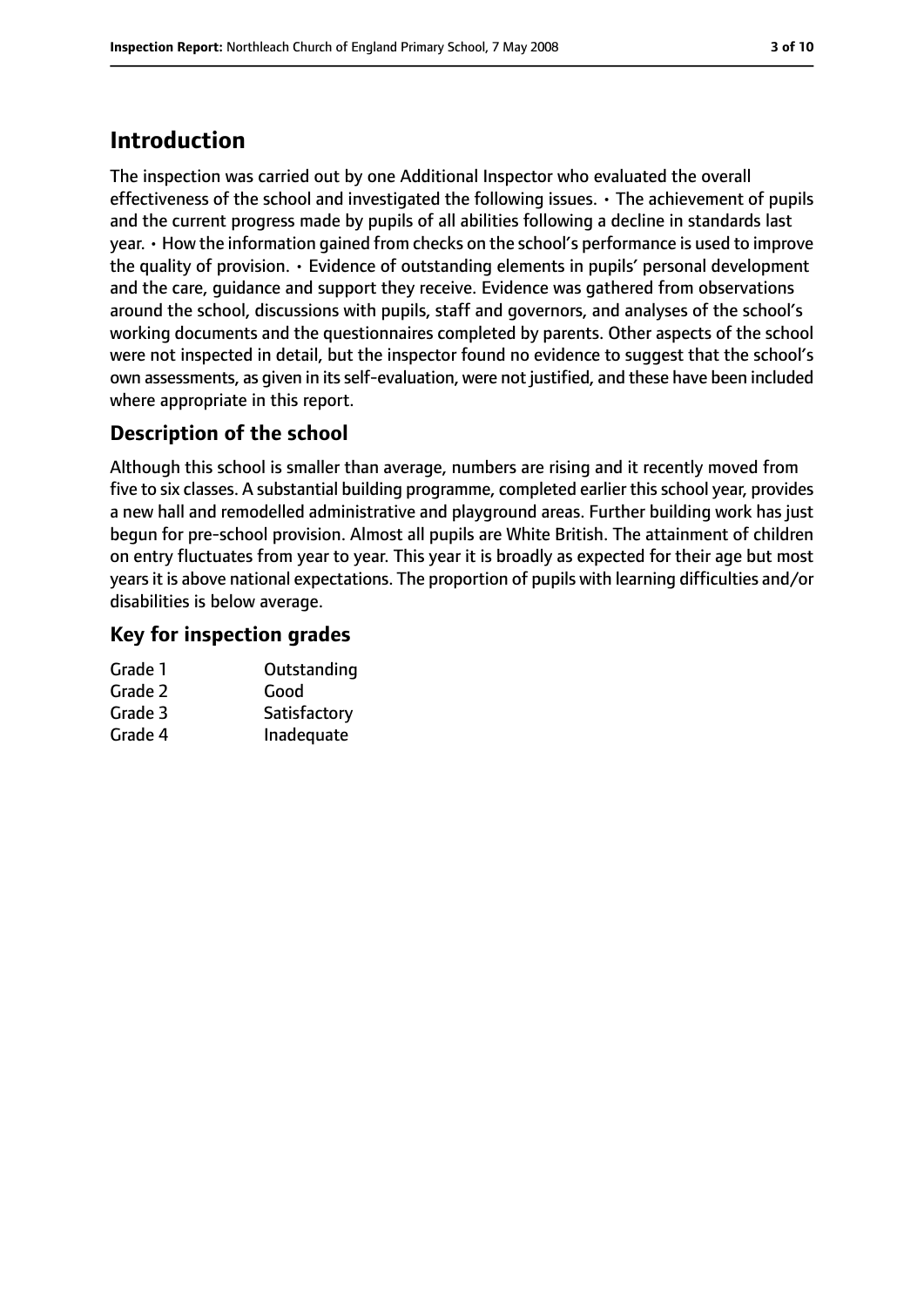# Introduction

The inspection was carried out by one Additional Inspector who evaluated the overall effectiveness of the school and investigated the following issues. • The achievement of pupils and the current progress made by pupils of all abilities following a decline in standards last year. • How the information gained from checks on the school's performance is used to improve the quality of provision. • Evidence of outstanding elements in pupils' personal development and the care, guidance and support they receive. Evidence was gathered from observations around the school, discussions with pupils, staff and governors, and analyses of the school's working documents and the questionnaires completed by parents. Other aspects of the school were not inspected in detail, but the inspector found no evidence to suggest that the school's own assessments, as given in its self-evaluation, were not justified, and these have been included where appropriate in this report.

## Description of the school

Although this school is smaller than average, numbers are rising and it recently moved from five to six classes. A substantial building programme, completed earlier this school year, provides a new hall and remodelled administrative and playground areas. Further building work has just begun for pre-school provision. Almost all pupils are White British. The attainment of children on entry fluctuates from year to year. This year it is broadly as expected for their age but most years it is above national expectations. The proportion of pupils with learning difficulties and/or disabilities is below average.

## Key for inspection grades

| | |
|---|---|
| Grade 1 | Outstanding |
| Grade 2 | Good |
| Grade 3 | Satisfactory |
| Grade 4 | Inadequate |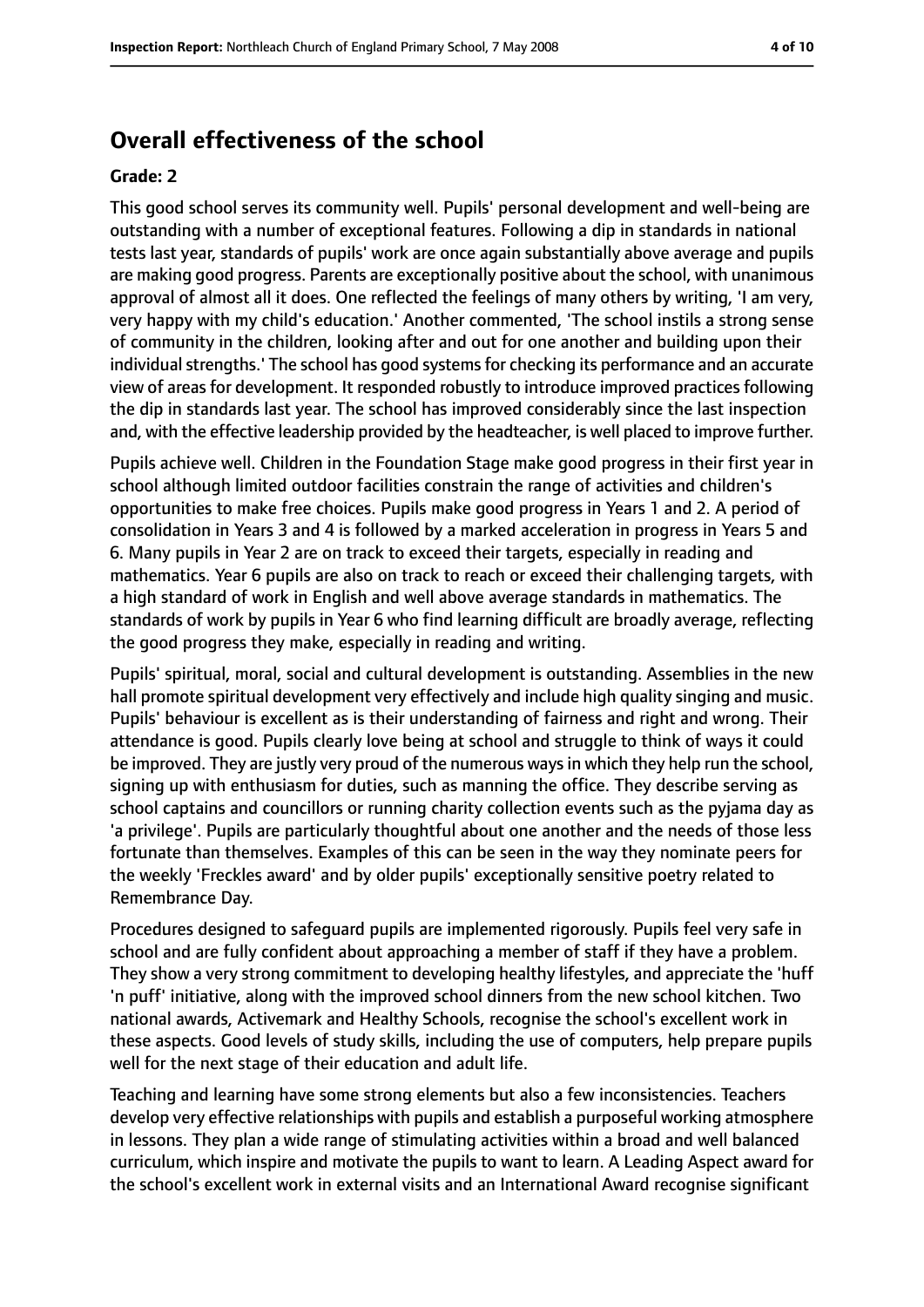## Overall effectiveness of the school

### Grade: 2

This good school serves its community well. Pupils' personal development and well-being are outstanding with a number of exceptional features. Following a dip in standards in national tests last year, standards of pupils' work are once again substantially above average and pupils are making good progress. Parents are exceptionally positive about the school, with unanimous approval of almost all it does. One reflected the feelings of many others by writing, 'I am very, very happy with my child's education.' Another commented, 'The school instils a strong sense of community in the children, looking after and out for one another and building upon their individual strengths.' The school has good systems for checking its performance and an accurate view of areas for development. It responded robustly to introduce improved practices following the dip in standards last year. The school has improved considerably since the last inspection and, with the effective leadership provided by the headteacher, is well placed to improve further.

Pupils achieve well. Children in the Foundation Stage make good progress in their first year in school although limited outdoor facilities constrain the range of activities and children's opportunities to make free choices. Pupils make good progress in Years 1 and 2. A period of consolidation in Years 3 and 4 is followed by a marked acceleration in progress in Years 5 and 6. Many pupils in Year 2 are on track to exceed their targets, especially in reading and mathematics. Year 6 pupils are also on track to reach or exceed their challenging targets, with a high standard of work in English and well above average standards in mathematics. The standards of work by pupils in Year 6 who find learning difficult are broadly average, reflecting the good progress they make, especially in reading and writing.

Pupils' spiritual, moral, social and cultural development is outstanding. Assemblies in the new hall promote spiritual development very effectively and include high quality singing and music. Pupils' behaviour is excellent as is their understanding of fairness and right and wrong. Their attendance is good. Pupils clearly love being at school and struggle to think of ways it could be improved. They are justly very proud of the numerous ways in which they help run the school, signing up with enthusiasm for duties, such as manning the office. They describe serving as school captains and councillors or running charity collection events such as the pyjama day as 'a privilege'. Pupils are particularly thoughtful about one another and the needs of those less fortunate than themselves. Examples of this can be seen in the way they nominate peers for the weekly 'Freckles award' and by older pupils' exceptionally sensitive poetry related to Remembrance Day.

Procedures designed to safeguard pupils are implemented rigorously. Pupils feel very safe in school and are fully confident about approaching a member of staff if they have a problem. They show a very strong commitment to developing healthy lifestyles, and appreciate the 'huff 'n puff' initiative, along with the improved school dinners from the new school kitchen. Two national awards, Activemark and Healthy Schools, recognise the school's excellent work in these aspects. Good levels of study skills, including the use of computers, help prepare pupils well for the next stage of their education and adult life.

Teaching and learning have some strong elements but also a few inconsistencies. Teachers develop very effective relationships with pupils and establish a purposeful working atmosphere in lessons. They plan a wide range of stimulating activities within a broad and well balanced curriculum, which inspire and motivate the pupils to want to learn. A Leading Aspect award for the school's excellent work in external visits and an International Award recognise significant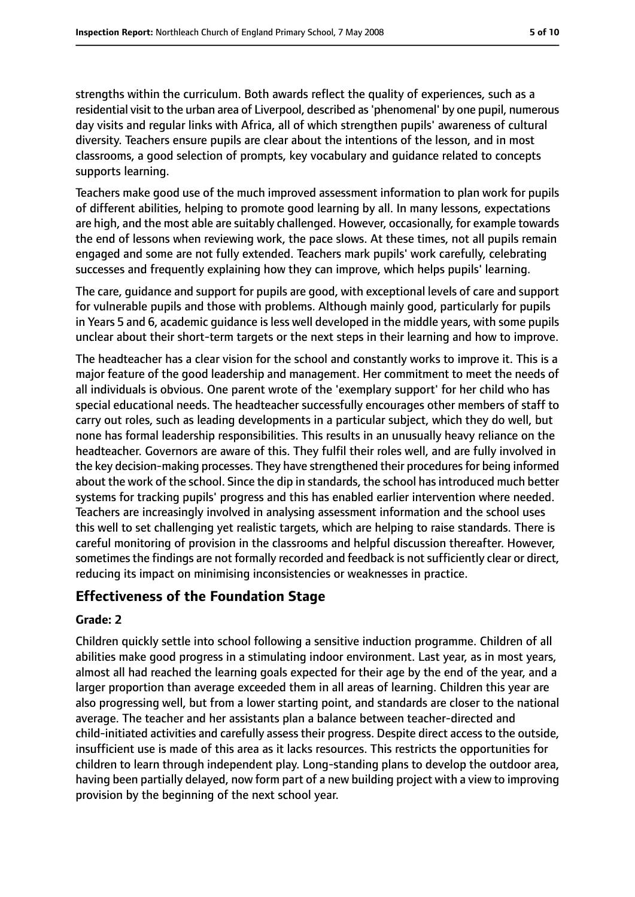strengths within the curriculum. Both awards reflect the quality of experiences, such as a residential visit to the urban area of Liverpool, described as 'phenomenal' by one pupil, numerous day visits and regular links with Africa, all of which strengthen pupils' awareness of cultural diversity. Teachers ensure pupils are clear about the intentions of the lesson, and in most classrooms, a good selection of prompts, key vocabulary and guidance related to concepts supports learning.

Teachers make good use of the much improved assessment information to plan work for pupils of different abilities, helping to promote good learning by all. In many lessons, expectations are high, and the most able are suitably challenged. However, occasionally, for example towards the end of lessons when reviewing work, the pace slows. At these times, not all pupils remain engaged and some are not fully extended. Teachers mark pupils' work carefully, celebrating successes and frequently explaining how they can improve, which helps pupils' learning.

The care, guidance and support for pupils are good, with exceptional levels of care and support for vulnerable pupils and those with problems. Although mainly good, particularly for pupils in Years 5 and 6, academic guidance is less well developed in the middle years, with some pupils unclear about their short-term targets or the next steps in their learning and how to improve.

The headteacher has a clear vision for the school and constantly works to improve it. This is a major feature of the good leadership and management. Her commitment to meet the needs of all individuals is obvious. One parent wrote of the 'exemplary support' for her child who has special educational needs. The headteacher successfully encourages other members of staff to carry out roles, such as leading developments in a particular subject, which they do well, but none has formal leadership responsibilities. This results in an unusually heavy reliance on the headteacher. Governors are aware of this. They fulfil their roles well, and are fully involved in the key decision-making processes. They have strengthened their procedures for being informed about the work of the school. Since the dip in standards, the school has introduced much better systems for tracking pupils' progress and this has enabled earlier intervention where needed. Teachers are increasingly involved in analysing assessment information and the school uses this well to set challenging yet realistic targets, which are helping to raise standards. There is careful monitoring of provision in the classrooms and helpful discussion thereafter. However, sometimes the findings are not formally recorded and feedback is not sufficiently clear or direct, reducing its impact on minimising inconsistencies or weaknesses in practice.

## Effectiveness of the Foundation Stage

### Grade: 2

Children quickly settle into school following a sensitive induction programme. Children of all abilities make good progress in a stimulating indoor environment. Last year, as in most years, almost all had reached the learning goals expected for their age by the end of the year, and a larger proportion than average exceeded them in all areas of learning. Children this year are also progressing well, but from a lower starting point, and standards are closer to the national average. The teacher and her assistants plan a balance between teacher-directed and child-initiated activities and carefully assess their progress. Despite direct access to the outside, insufficient use is made of this area as it lacks resources. This restricts the opportunities for children to learn through independent play. Long-standing plans to develop the outdoor area, having been partially delayed, now form part of a new building project with a view to improving provision by the beginning of the next school year.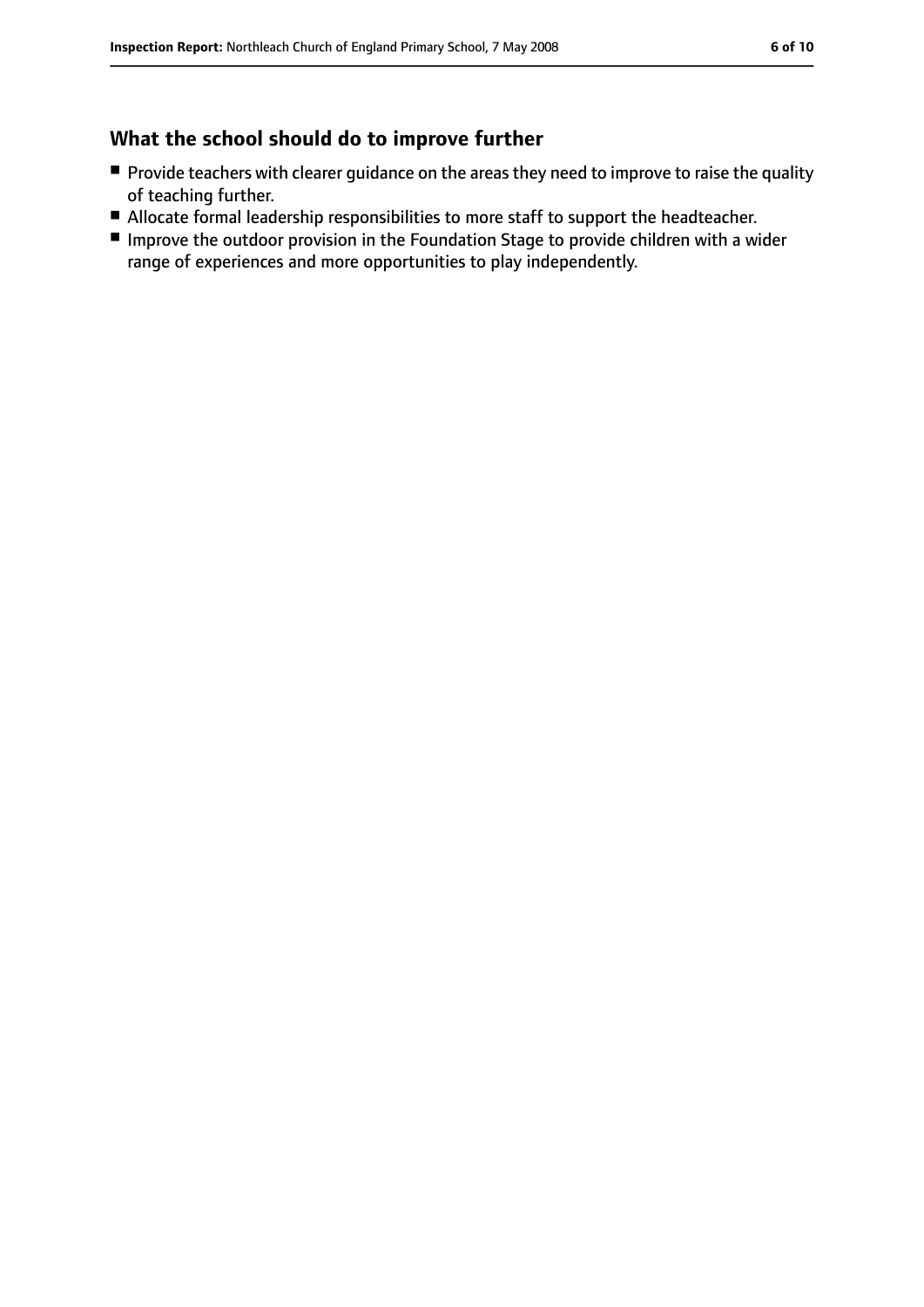## What the school should do to improve further

- Provide teachers with clearer guidance on the areas they need to improve to raise the quality of teaching further.
- Allocate formal leadership responsibilities to more staff to support the headteacher.
- Improve the outdoor provision in the Foundation Stage to provide children with a wider range of experiences and more opportunities to play independently.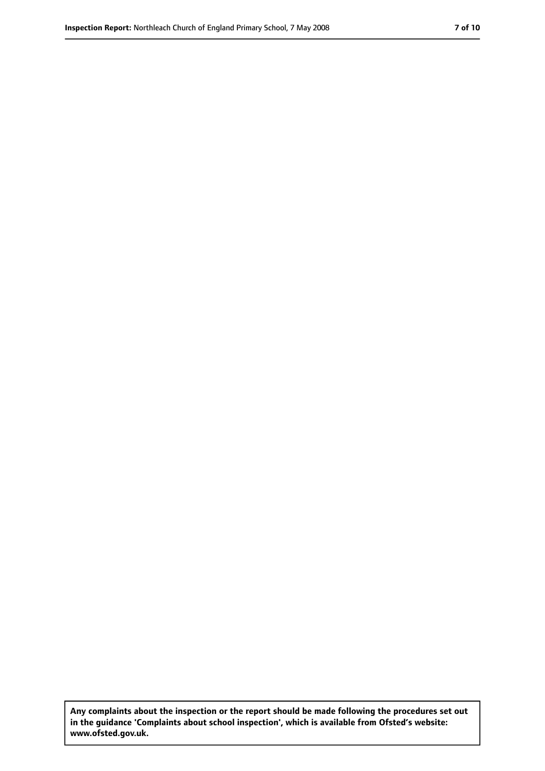**Any complaints about the inspection or the report should be made following the procedures set out in the guidance 'Complaints about school inspection', which is available from Ofsted's website: www.ofsted.gov.uk.**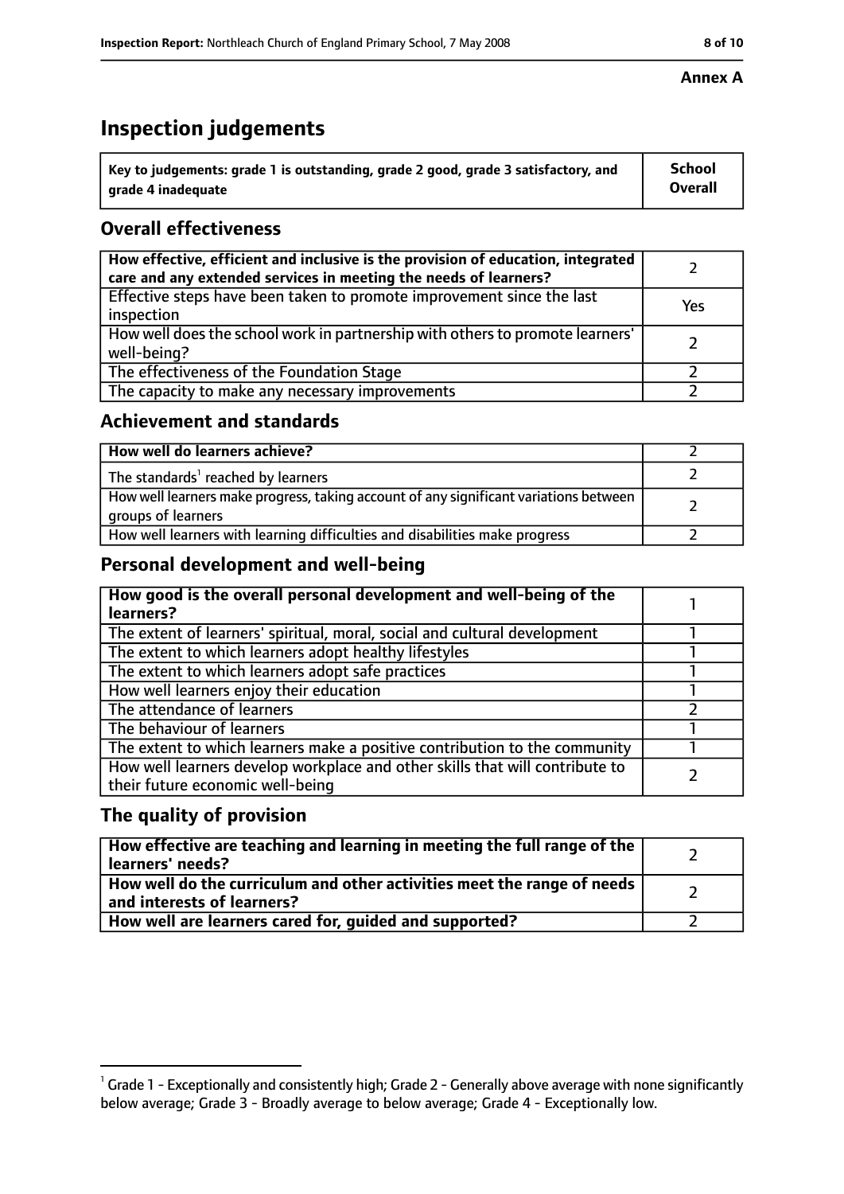**Annex A**

# Inspection judgements

| Key to judgements: grade 1 is outstanding, grade 2 good, grade 3 satisfactory, and grade 4 inadequate | School Overall |
|---|---|

## Overall effectiveness

| | |
|---|---|
| How effective, efficient and inclusive is the provision of education, integrated care and any extended services in meeting the needs of learners? | 2 |
| Effective steps have been taken to promote improvement since the last inspection | Yes |
| How well does the school work in partnership with others to promote learners' well-being? | 2 |
| The effectiveness of the Foundation Stage | 2 |
| The capacity to make any necessary improvements | 2 |

## Achievement and standards

| | |
|---|---|
| How well do learners achieve? | 2 |
| The standards[1] reached by learners | 2 |
| How well learners make progress, taking account of any significant variations between groups of learners | 2 |
| How well learners with learning difficulties and disabilities make progress | 2 |

## Personal development and well-being

| | |
|---|---|
| How good is the overall personal development and well-being of the learners? | 1 |
| The extent of learners' spiritual, moral, social and cultural development | 1 |
| The extent to which learners adopt healthy lifestyles | 1 |
| The extent to which learners adopt safe practices | 1 |
| How well learners enjoy their education | 1 |
| The attendance of learners | 2 |
| The behaviour of learners | 1 |
| The extent to which learners make a positive contribution to the community | 1 |
| How well learners develop workplace and other skills that will contribute to their future economic well-being | 2 |

## The quality of provision

| | |
|---|---|
| How effective are teaching and learning in meeting the full range of the learners' needs? | 2 |
| How well do the curriculum and other activities meet the range of needs and interests of learners? | 2 |
| How well are learners cared for, guided and supported? | 2 |

[1] Grade 1 - Exceptionally and consistently high; Grade 2 - Generally above average with none significantly below average; Grade 3 - Broadly average to below average; Grade 4 - Exceptionally low.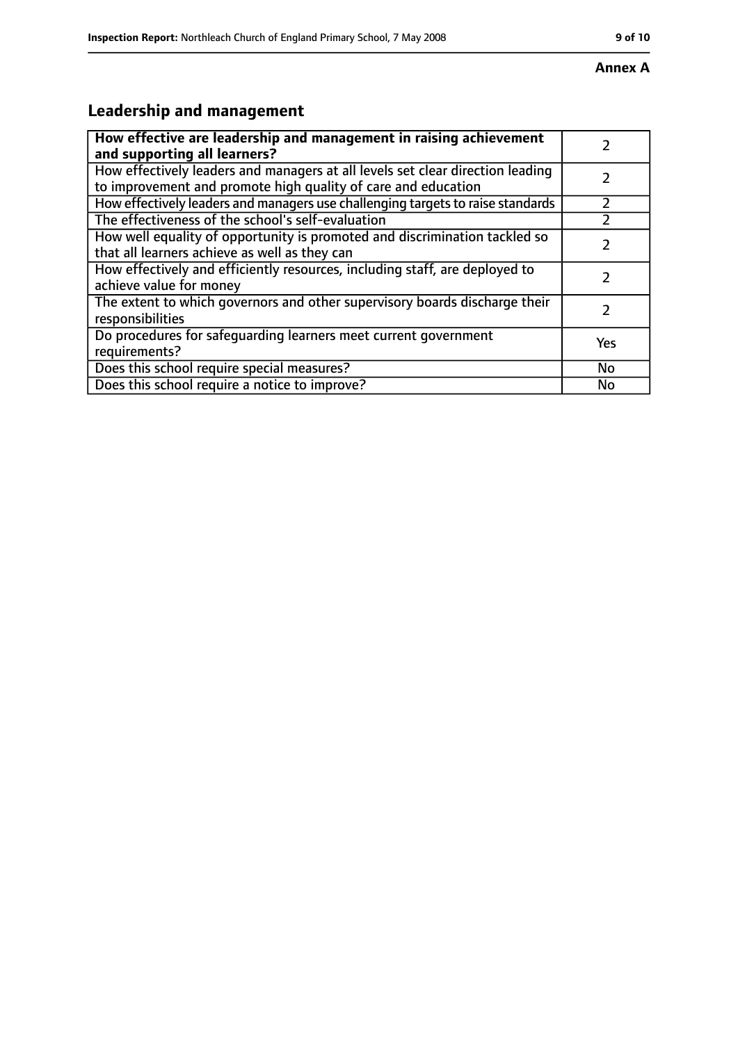**Annex A**

## Leadership and management

| How effective are leadership and management in raising achievement and supporting all learners? | 2 |
|---|---|
| How effectively leaders and managers at all levels set clear direction leading to improvement and promote high quality of care and education | 2 |
| How effectively leaders and managers use challenging targets to raise standards | 2 |
| The effectiveness of the school's self-evaluation | 2 |
| How well equality of opportunity is promoted and discrimination tackled so that all learners achieve as well as they can | 2 |
| How effectively and efficiently resources, including staff, are deployed to achieve value for money | 2 |
| The extent to which governors and other supervisory boards discharge their responsibilities | 2 |
| Do procedures for safeguarding learners meet current government requirements? | Yes |
| Does this school require special measures? | No |
| Does this school require a notice to improve? | No |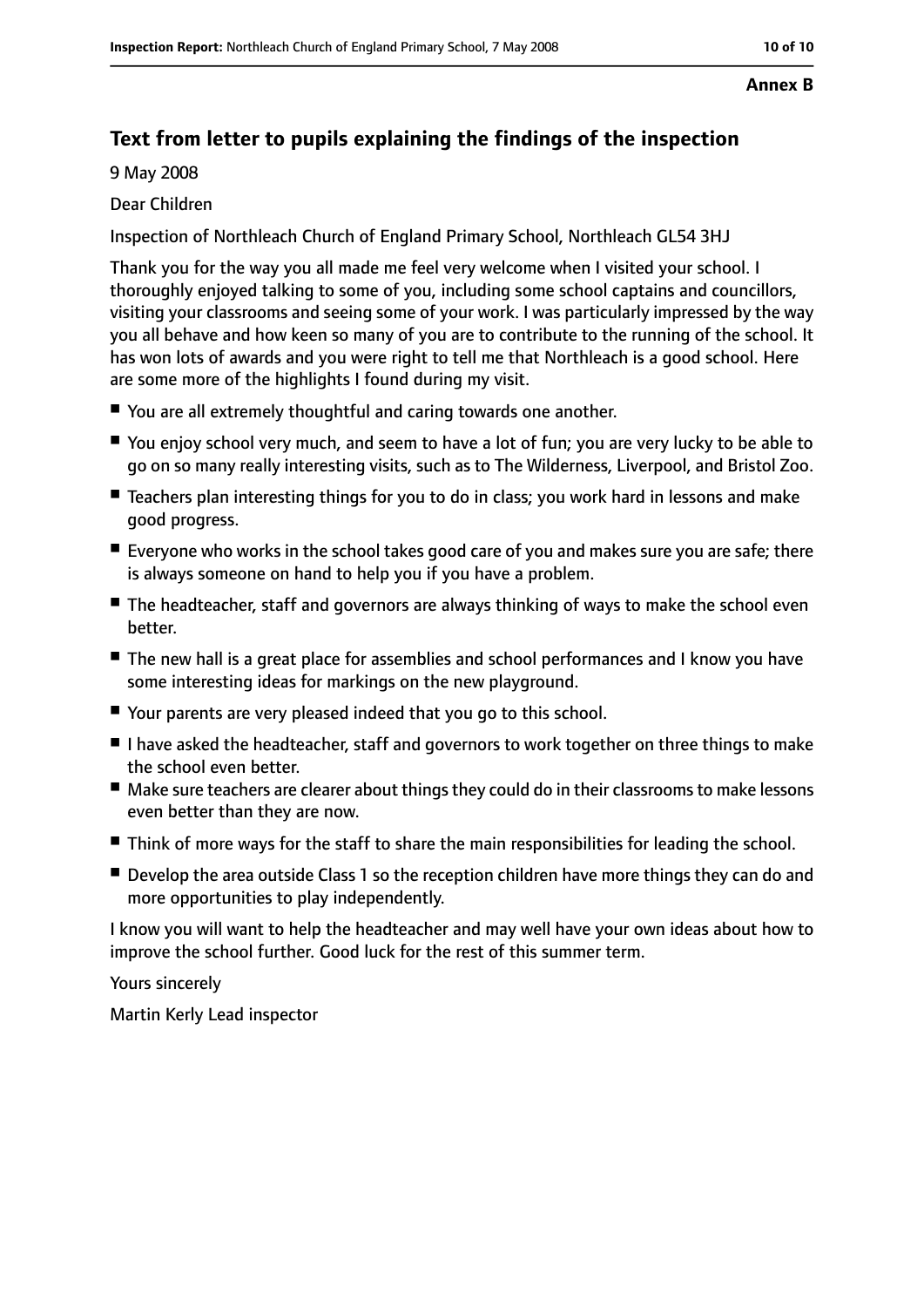**Annex B**

## Text from letter to pupils explaining the findings of the inspection

9 May 2008

Dear Children

Inspection of Northleach Church of England Primary School, Northleach GL54 3HJ

Thank you for the way you all made me feel very welcome when I visited your school. I thoroughly enjoyed talking to some of you, including some school captains and councillors, visiting your classrooms and seeing some of your work. I was particularly impressed by the way you all behave and how keen so many of you are to contribute to the running of the school. It has won lots of awards and you were right to tell me that Northleach is a good school. Here are some more of the highlights I found during my visit.

- You are all extremely thoughtful and caring towards one another.
- You enjoy school very much, and seem to have a lot of fun; you are very lucky to be able to go on so many really interesting visits, such as to The Wilderness, Liverpool, and Bristol Zoo.
- Teachers plan interesting things for you to do in class; you work hard in lessons and make good progress.
- Everyone who works in the school takes good care of you and makes sure you are safe; there is always someone on hand to help you if you have a problem.
- The headteacher, staff and governors are always thinking of ways to make the school even better.
- The new hall is a great place for assemblies and school performances and I know you have some interesting ideas for markings on the new playground.
- Your parents are very pleased indeed that you go to this school.
- I have asked the headteacher, staff and governors to work together on three things to make the school even better.
- Make sure teachers are clearer about things they could do in their classrooms to make lessons even better than they are now.
- Think of more ways for the staff to share the main responsibilities for leading the school.
- Develop the area outside Class 1 so the reception children have more things they can do and more opportunities to play independently.

I know you will want to help the headteacher and may well have your own ideas about how to improve the school further. Good luck for the rest of this summer term.

Yours sincerely

Martin Kerly Lead inspector